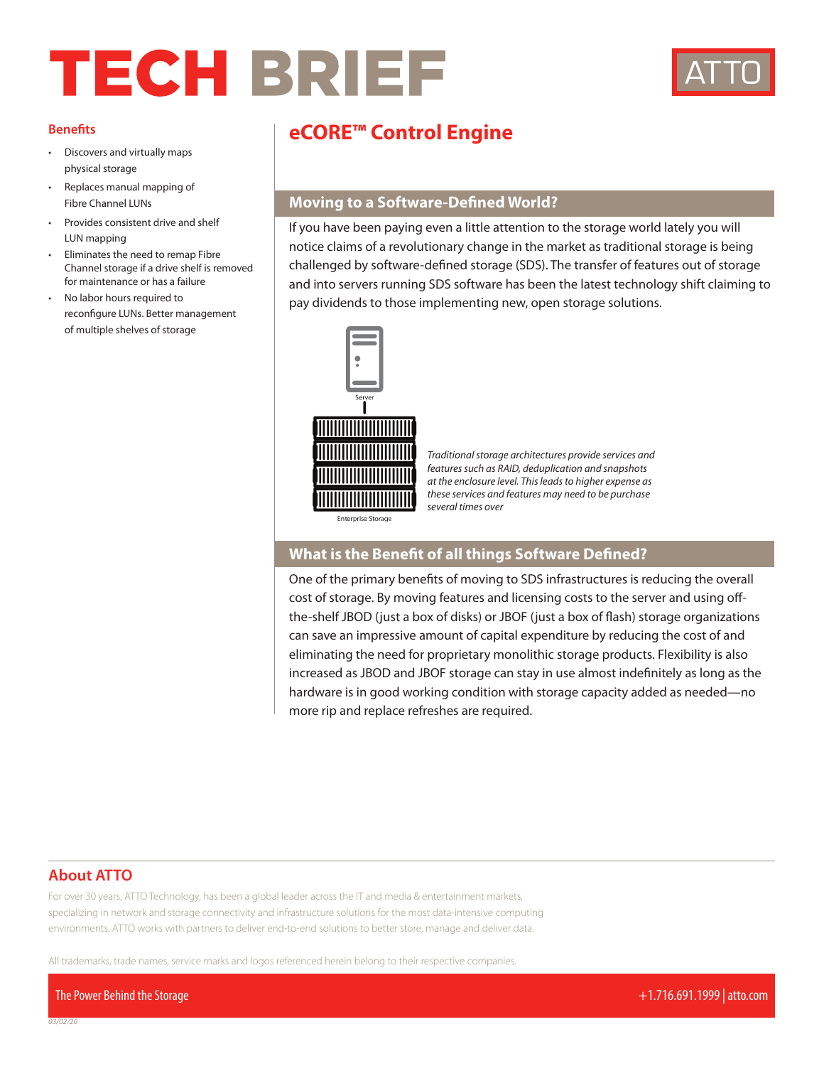# TECH BRIEF

## Benefits

- Discovers and virtually maps physical storage
- Replaces manual mapping of Fibre Channel LUNs
- Provides consistent drive and shelf LUN mapping
- Eliminates the need to remap Fibre Channel storage if a drive shelf is removed for maintenance or has a failure
- No labor hours required to reconfigure LUNs. Better management of multiple shelves of storage

# eCORE™ Control Engine

## Moving to a Software-Defined World?

If you have been paying even a little attention to the storage world lately you will notice claims of a revolutionary change in the market as traditional storage is being challenged by software-defined storage (SDS). The transfer of features out of storage and into servers running SDS software has been the latest technology shift claiming to pay dividends to those implementing new, open storage solutions.

Server

Enterprise Storage

*Traditional storage architectures provide services and features such as RAID, deduplication and snapshots at the enclosure level. This leads to higher expense as these services and features may need to be purchase several times over*

## What is the Benefit of all things Software Defined?

One of the primary benefits of moving to SDS infrastructures is reducing the overall cost of storage. By moving features and licensing costs to the server and using off-the-shelf JBOD (just a box of disks) or JBOF (just a box of flash) storage organizations can save an impressive amount of capital expenditure by reducing the cost of and eliminating the need for proprietary monolithic storage products. Flexibility is also increased as JBOD and JBOF storage can stay in use almost indefinitely as long as the hardware is in good working condition with storage capacity added as needed—no more rip and replace refreshes are required.

## About ATTO

For over 30 years, ATTO Technology, has been a global leader across the IT and media & entertainment markets, specializing in network and storage connectivity and infrastructure solutions for the most data-intensive computing environments. ATTO works with partners to deliver end-to-end solutions to better store, manage and deliver data.

All trademarks, trade names, service marks and logos referenced herein belong to their respective companies.

The Power Behind the Storage

+1.716.691.1999 | atto.com

03/02/20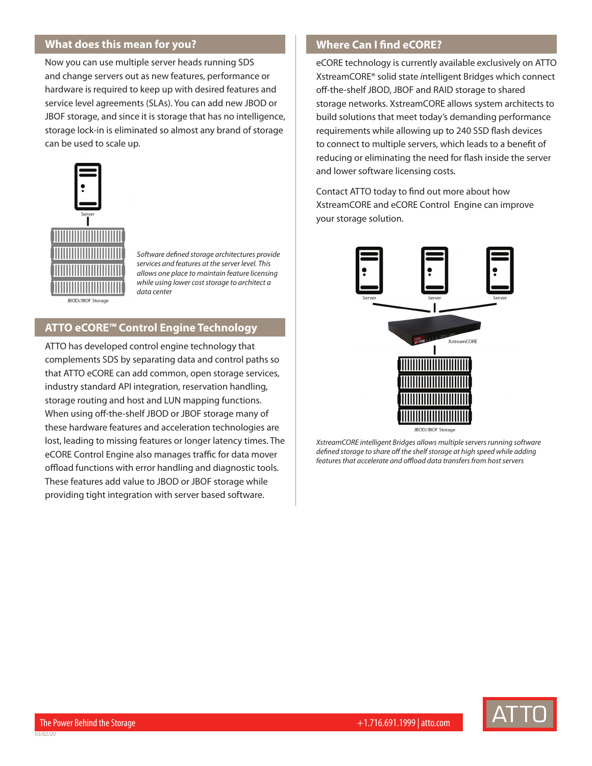## What does this mean for you?

Now you can use multiple server heads running SDS and change servers out as new features, performance or hardware is required to keep up with desired features and service level agreements (SLAs). You can add new JBOD or JBOF storage, and since it is storage that has no intelligence, storage lock-in is eliminated so almost any brand of storage can be used to scale up.

Server

JBOD/JBOF Storage

*Software defined storage architectures provide services and features at the server level. This allows one place to maintain feature licensing while using lower cost storage to architect a data center*

## ATTO eCORE™ Control Engine Technology

ATTO has developed control engine technology that complements SDS by separating data and control paths so that ATTO eCORE can add common, open storage services, industry standard API integration, reservation handling, storage routing and host and LUN mapping functions. When using off-the-shelf JBOD or JBOF storage many of these hardware features and acceleration technologies are lost, leading to missing features or longer latency times. The eCORE Control Engine also manages traffic for data mover offload functions with error handling and diagnostic tools. These features add value to JBOD or JBOF storage while providing tight integration with server based software.

## Where Can I find eCORE?

eCORE technology is currently available exclusively on ATTO XstreamCORE® solid state *i*ntelligent Bridges which connect off-the-shelf JBOD, JBOF and RAID storage to shared storage networks. XstreamCORE allows system architects to build solutions that meet today's demanding performance requirements while allowing up to 240 SSD flash devices to connect to multiple servers, which leads to a benefit of reducing or eliminating the need for flash inside the server and lower software licensing costs.

Contact ATTO today to find out more about how XstreamCORE and eCORE Control Engine can improve your storage solution.

Server

Server

Server

XstreamCORE

JBOD/JBOF Storage

*XstreamCORE intelligent Bridges allows multiple servers running software defined storage to share off the shelf storage at high speed while adding features that accelerate and offload data transfers from host servers*

The Power Behind the Storage

+1.716.691.1999 | atto.com

03/02/20